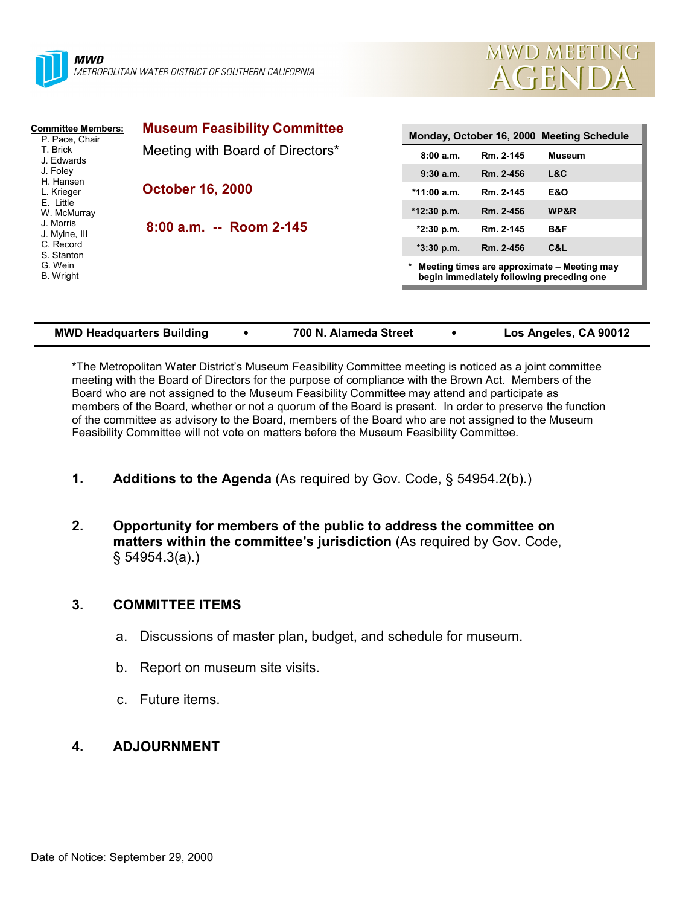**MWD**
METROPOLITAN WATER DISTRICT OF SOUTHERN CALIFORNIA

# MWD MEETING AGENDA

**Committee Members:**
P. Pace, Chair
T. Brick
J. Edwards
J. Foley
H. Hansen
L. Krieger
E. Little
W. McMurray
J. Morris
J. Mylne, III
C. Record
S. Stanton
G. Wein
B. Wright

## Museum Feasibility Committee

Meeting with Board of Directors*

**October 16, 2000**

**8:00 a.m. -- Room 2-145**

| Monday, October 16, 2000 Meeting Schedule | | |
|---|---|---|
| 8:00 a.m. | Rm. 2-145 | Museum |
| 9:30 a.m. | Rm. 2-456 | L&C |
| *11:00 a.m. | Rm. 2-145 | E&O |
| *12:30 p.m. | Rm. 2-456 | WP&R |
| *2:30 p.m. | Rm. 2-145 | B&F |
| *3:30 p.m. | Rm. 2-456 | C&L |

\* Meeting times are approximate – Meeting may begin immediately following preceding one

**MWD Headquarters Building • 700 N. Alameda Street • Los Angeles, CA 90012**

*The Metropolitan Water District's Museum Feasibility Committee meeting is noticed as a joint committee meeting with the Board of Directors for the purpose of compliance with the Brown Act. Members of the Board who are not assigned to the Museum Feasibility Committee may attend and participate as members of the Board, whether or not a quorum of the Board is present. In order to preserve the function of the committee as advisory to the Board, members of the Board who are not assigned to the Museum Feasibility Committee will not vote on matters before the Museum Feasibility Committee.

1. **Additions to the Agenda** (As required by Gov. Code, § 54954.2(b).)

2. **Opportunity for members of the public to address the committee on matters within the committee's jurisdiction** (As required by Gov. Code, § 54954.3(a).)

3. **COMMITTEE ITEMS**

   a. Discussions of master plan, budget, and schedule for museum.

   b. Report on museum site visits.

   c. Future items.

4. **ADJOURNMENT**

Date of Notice: September 29, 2000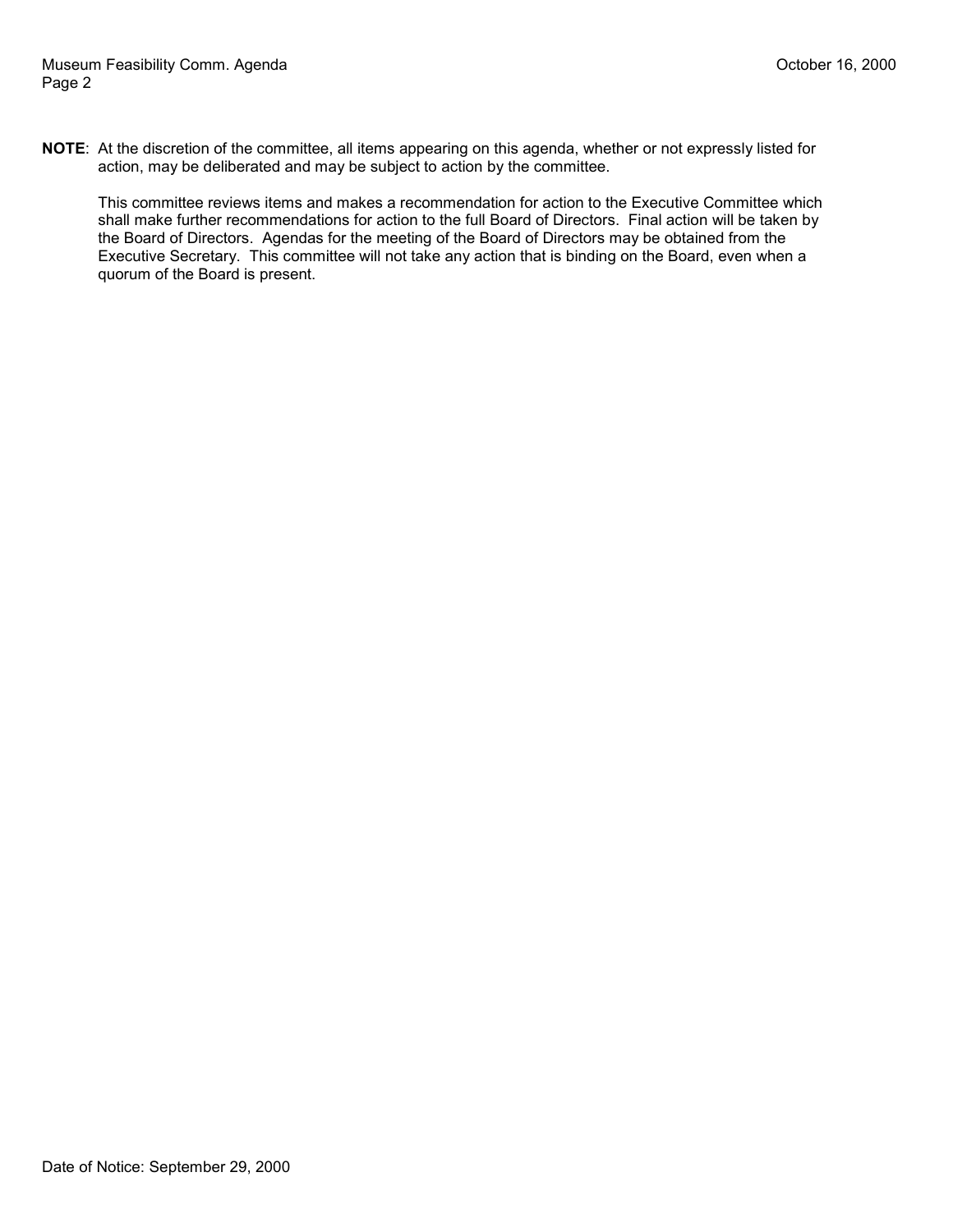**NOTE**: At the discretion of the committee, all items appearing on this agenda, whether or not expressly listed for action, may be deliberated and may be subject to action by the committee.

This committee reviews items and makes a recommendation for action to the Executive Committee which shall make further recommendations for action to the full Board of Directors. Final action will be taken by the Board of Directors. Agendas for the meeting of the Board of Directors may be obtained from the Executive Secretary. This committee will not take any action that is binding on the Board, even when a quorum of the Board is present.

Date of Notice: September 29, 2000